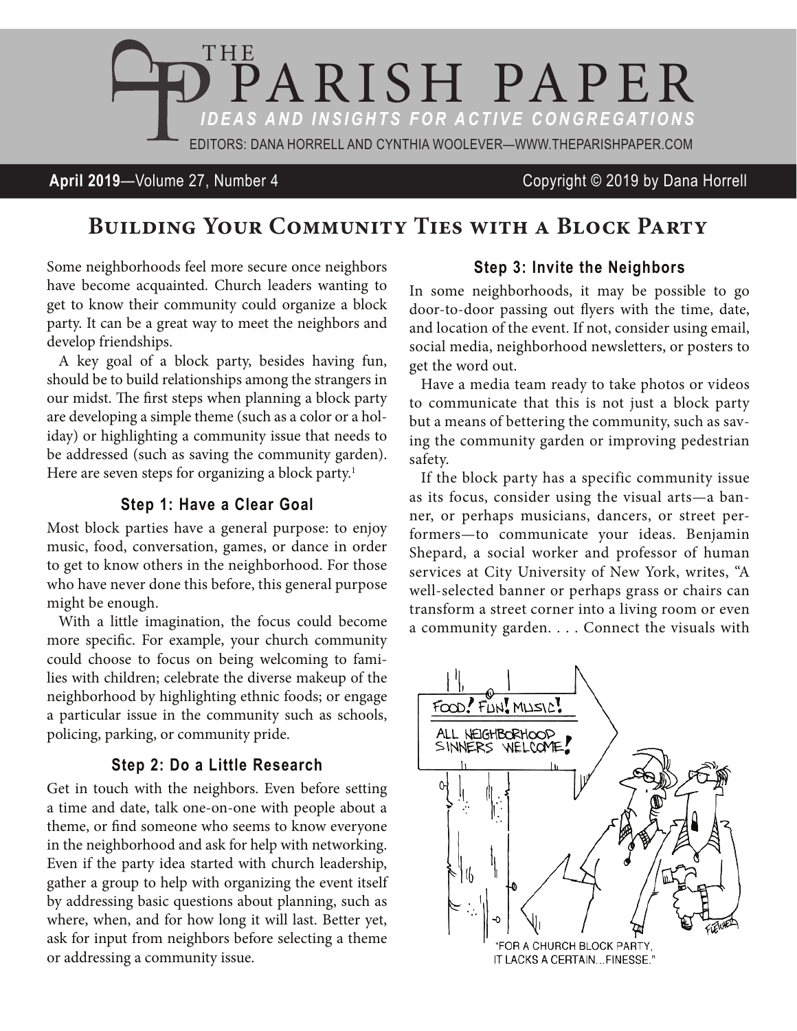# THE PARISH PAPER

*IDEAS AND INSIGHTS FOR ACTIVE CONGREGATIONS*

EDITORS: DANA HORRELL AND CYNTHIA WOOLEVER—WWW.THEPARISHPAPER.COM

**April 2019**—Volume 27, Number 4 Copyright © 2019 by Dana Horrell

## Building Your Community Ties with a Block Party

Some neighborhoods feel more secure once neighbors have become acquainted. Church leaders wanting to get to know their community could organize a block party. It can be a great way to meet the neighbors and develop friendships.

A key goal of a block party, besides having fun, should be to build relationships among the strangers in our midst. The first steps when planning a block party are developing a simple theme (such as a color or a holiday) or highlighting a community issue that needs to be addressed (such as saving the community garden). Here are seven steps for organizing a block party.[1]

### Step 1: Have a Clear Goal

Most block parties have a general purpose: to enjoy music, food, conversation, games, or dance in order to get to know others in the neighborhood. For those who have never done this before, this general purpose might be enough.

With a little imagination, the focus could become more specific. For example, your church community could choose to focus on being welcoming to families with children; celebrate the diverse makeup of the neighborhood by highlighting ethnic foods; or engage a particular issue in the community such as schools, policing, parking, or community pride.

### Step 2: Do a Little Research

Get in touch with the neighbors. Even before setting a time and date, talk one-on-one with people about a theme, or find someone who seems to know everyone in the neighborhood and ask for help with networking. Even if the party idea started with church leadership, gather a group to help with organizing the event itself by addressing basic questions about planning, such as where, when, and for how long it will last. Better yet, ask for input from neighbors before selecting a theme or addressing a community issue.

### Step 3: Invite the Neighbors

In some neighborhoods, it may be possible to go door-to-door passing out flyers with the time, date, and location of the event. If not, consider using email, social media, neighborhood newsletters, or posters to get the word out.

Have a media team ready to take photos or videos to communicate that this is not just a block party but a means of bettering the community, such as saving the community garden or improving pedestrian safety.

If the block party has a specific community issue as its focus, consider using the visual arts—a banner, or perhaps musicians, dancers, or street performers—to communicate your ideas. Benjamin Shepard, a social worker and professor of human services at City University of New York, writes, "A well-selected banner or perhaps grass or chairs can transform a street corner into a living room or even a community garden. . . . Connect the visuals with

"FOR A CHURCH BLOCK PARTY, IT LACKS A CERTAIN...FINESSE."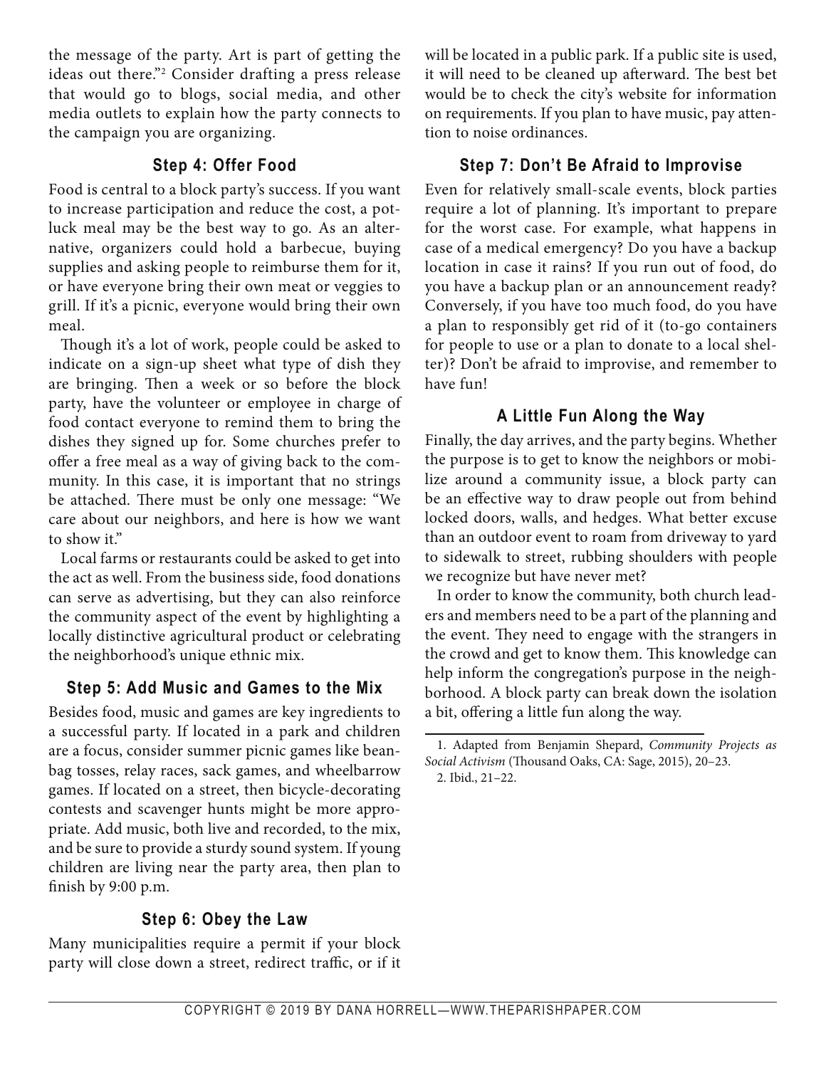the message of the party. Art is part of getting the ideas out there."[2] Consider drafting a press release that would go to blogs, social media, and other media outlets to explain how the party connects to the campaign you are organizing.

### Step 4: Offer Food

Food is central to a block party's success. If you want to increase participation and reduce the cost, a potluck meal may be the best way to go. As an alternative, organizers could hold a barbecue, buying supplies and asking people to reimburse them for it, or have everyone bring their own meat or veggies to grill. If it's a picnic, everyone would bring their own meal.

Though it's a lot of work, people could be asked to indicate on a sign-up sheet what type of dish they are bringing. Then a week or so before the block party, have the volunteer or employee in charge of food contact everyone to remind them to bring the dishes they signed up for. Some churches prefer to offer a free meal as a way of giving back to the community. In this case, it is important that no strings be attached. There must be only one message: "We care about our neighbors, and here is how we want to show it."

Local farms or restaurants could be asked to get into the act as well. From the business side, food donations can serve as advertising, but they can also reinforce the community aspect of the event by highlighting a locally distinctive agricultural product or celebrating the neighborhood's unique ethnic mix.

### Step 5: Add Music and Games to the Mix

Besides food, music and games are key ingredients to a successful party. If located in a park and children are a focus, consider summer picnic games like beanbag tosses, relay races, sack games, and wheelbarrow games. If located on a street, then bicycle-decorating contests and scavenger hunts might be more appropriate. Add music, both live and recorded, to the mix, and be sure to provide a sturdy sound system. If young children are living near the party area, then plan to finish by 9:00 p.m.

### Step 6: Obey the Law

Many municipalities require a permit if your block party will close down a street, redirect traffic, or if it will be located in a public park. If a public site is used, it will need to be cleaned up afterward. The best bet would be to check the city's website for information on requirements. If you plan to have music, pay attention to noise ordinances.

### Step 7: Don't Be Afraid to Improvise

Even for relatively small-scale events, block parties require a lot of planning. It's important to prepare for the worst case. For example, what happens in case of a medical emergency? Do you have a backup location in case it rains? If you run out of food, do you have a backup plan or an announcement ready? Conversely, if you have too much food, do you have a plan to responsibly get rid of it (to-go containers for people to use or a plan to donate to a local shelter)? Don't be afraid to improvise, and remember to have fun!

### A Little Fun Along the Way

Finally, the day arrives, and the party begins. Whether the purpose is to get to know the neighbors or mobilize around a community issue, a block party can be an effective way to draw people out from behind locked doors, walls, and hedges. What better excuse than an outdoor event to roam from driveway to yard to sidewalk to street, rubbing shoulders with people we recognize but have never met?

In order to know the community, both church leaders and members need to be a part of the planning and the event. They need to engage with the strangers in the crowd and get to know them. This knowledge can help inform the congregation's purpose in the neighborhood. A block party can break down the isolation a bit, offering a little fun along the way.

---

1. Adapted from Benjamin Shepard, *Community Projects as Social Activism* (Thousand Oaks, CA: Sage, 2015), 20–23.
2. Ibid., 21–22.